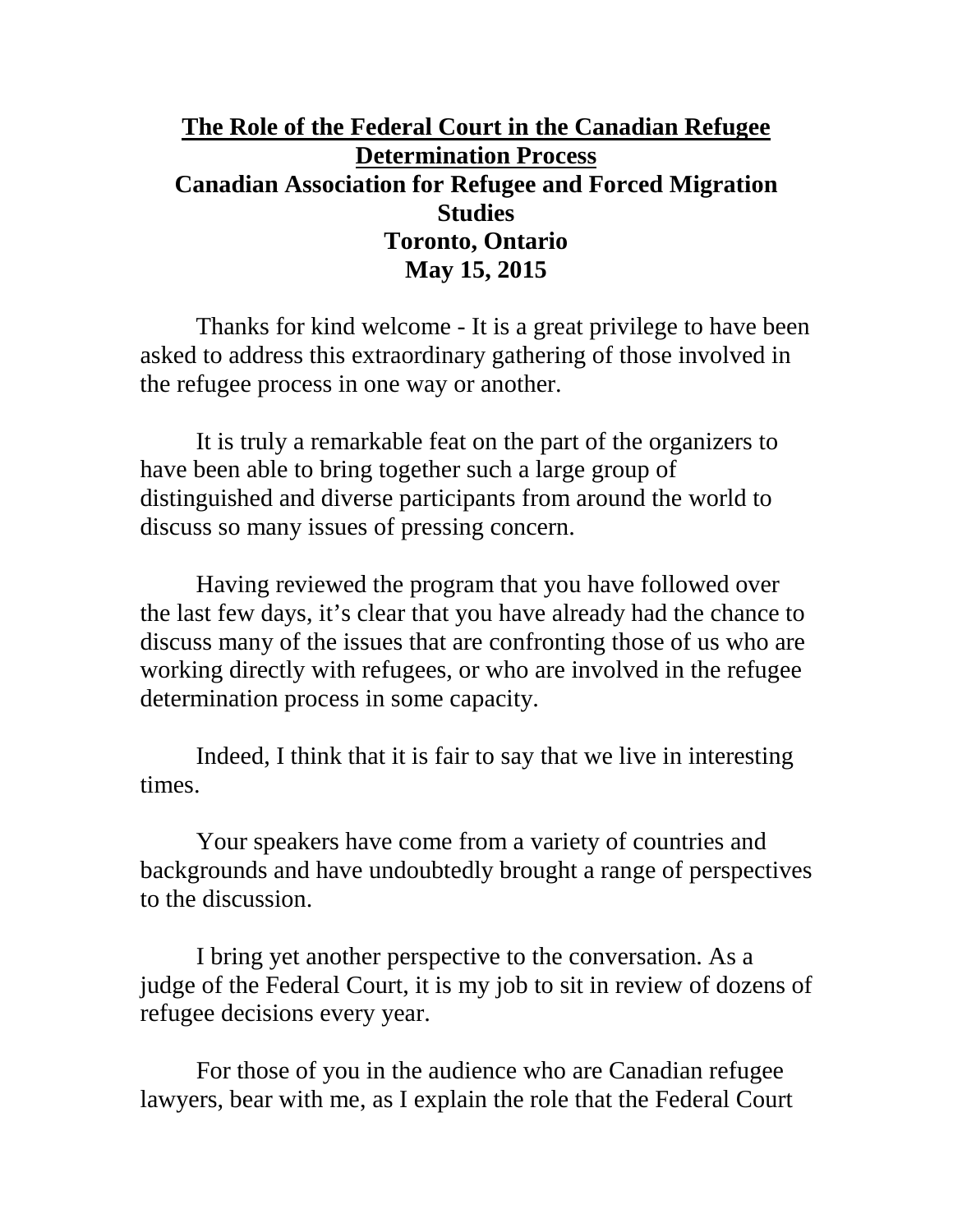# The Role of the Federal Court in the Canadian Refugee Determination Process

**Canadian Association for Refugee and Forced Migration Studies**
**Toronto, Ontario**
**May 15, 2015**

Thanks for kind welcome - It is a great privilege to have been asked to address this extraordinary gathering of those involved in the refugee process in one way or another.

It is truly a remarkable feat on the part of the organizers to have been able to bring together such a large group of distinguished and diverse participants from around the world to discuss so many issues of pressing concern.

Having reviewed the program that you have followed over the last few days, it's clear that you have already had the chance to discuss many of the issues that are confronting those of us who are working directly with refugees, or who are involved in the refugee determination process in some capacity.

Indeed, I think that it is fair to say that we live in interesting times.

Your speakers have come from a variety of countries and backgrounds and have undoubtedly brought a range of perspectives to the discussion.

I bring yet another perspective to the conversation. As a judge of the Federal Court, it is my job to sit in review of dozens of refugee decisions every year.

For those of you in the audience who are Canadian refugee lawyers, bear with me, as I explain the role that the Federal Court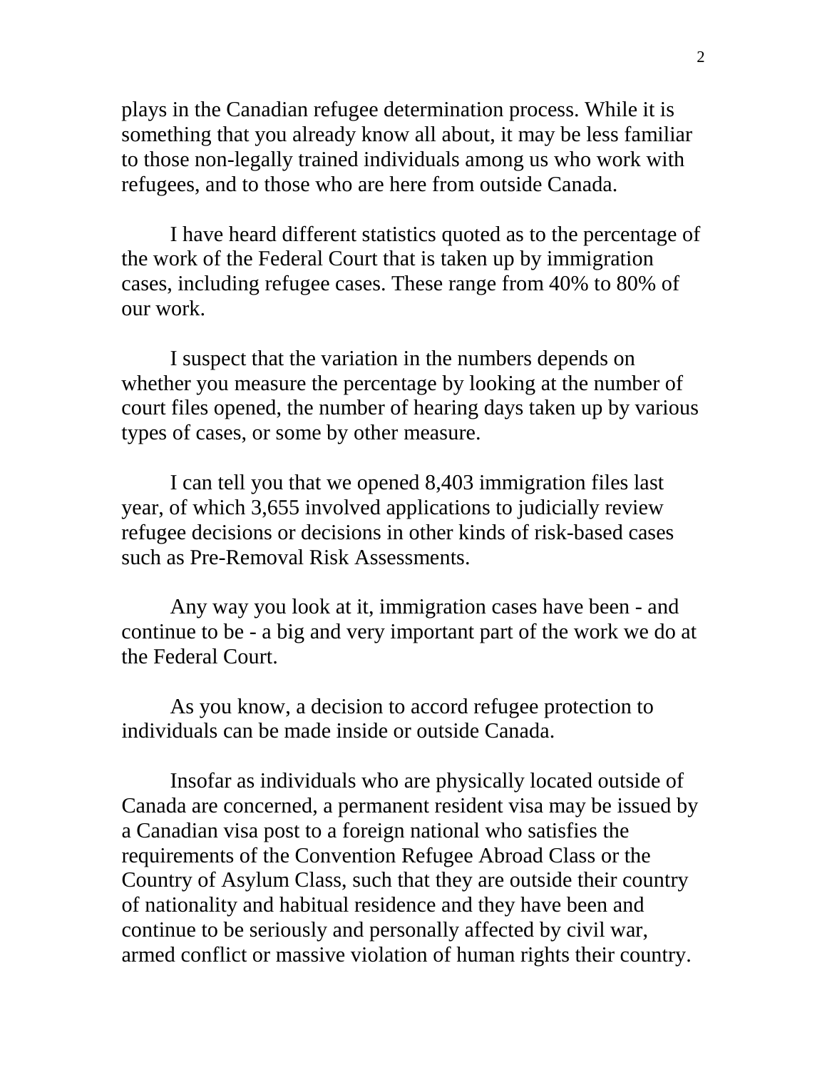plays in the Canadian refugee determination process. While it is something that you already know all about, it may be less familiar to those non-legally trained individuals among us who work with refugees, and to those who are here from outside Canada.

I have heard different statistics quoted as to the percentage of the work of the Federal Court that is taken up by immigration cases, including refugee cases. These range from 40% to 80% of our work.

I suspect that the variation in the numbers depends on whether you measure the percentage by looking at the number of court files opened, the number of hearing days taken up by various types of cases, or some by other measure.

I can tell you that we opened 8,403 immigration files last year, of which 3,655 involved applications to judicially review refugee decisions or decisions in other kinds of risk-based cases such as Pre-Removal Risk Assessments.

Any way you look at it, immigration cases have been - and continue to be - a big and very important part of the work we do at the Federal Court.

As you know, a decision to accord refugee protection to individuals can be made inside or outside Canada.

Insofar as individuals who are physically located outside of Canada are concerned, a permanent resident visa may be issued by a Canadian visa post to a foreign national who satisfies the requirements of the Convention Refugee Abroad Class or the Country of Asylum Class, such that they are outside their country of nationality and habitual residence and they have been and continue to be seriously and personally affected by civil war, armed conflict or massive violation of human rights their country.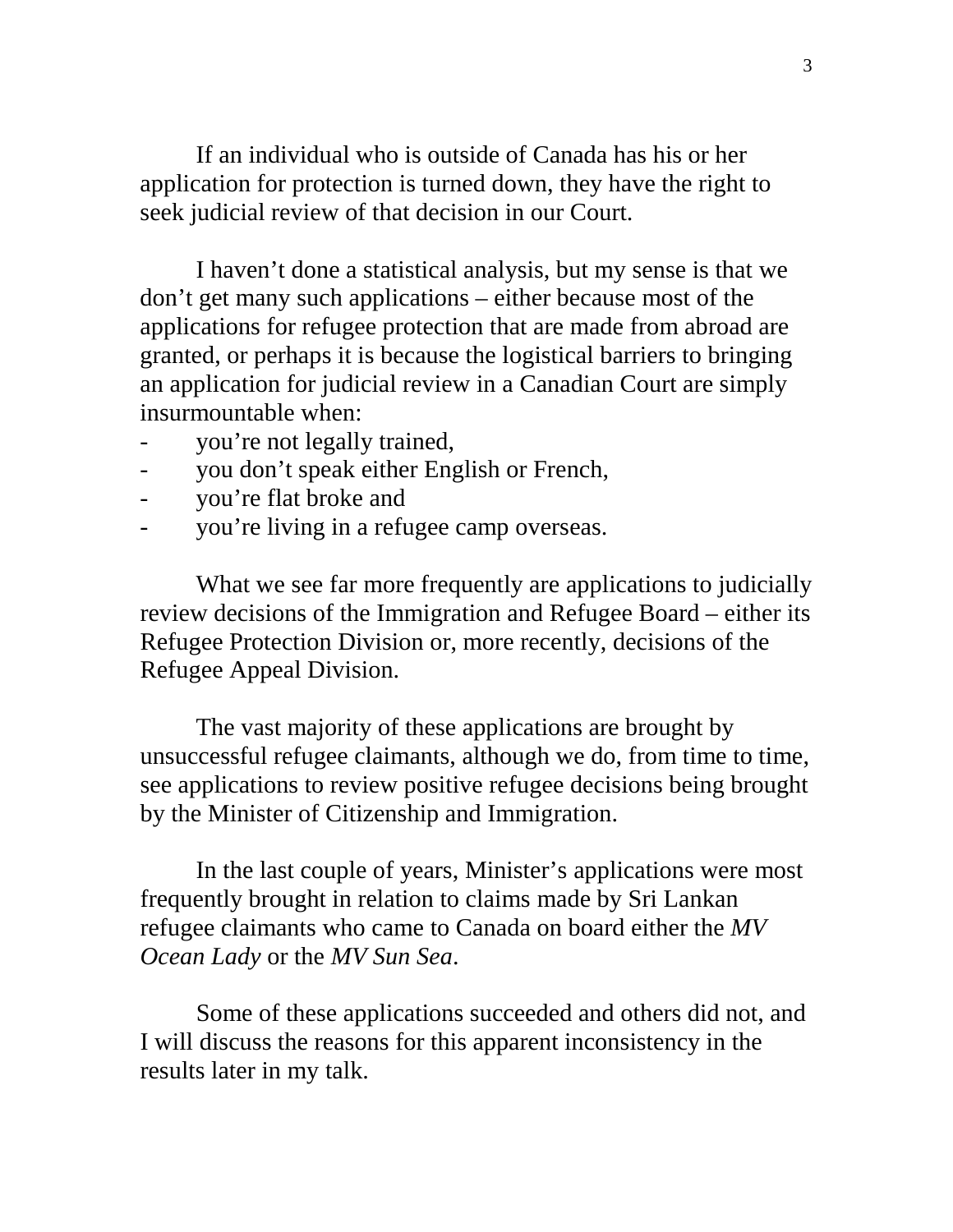If an individual who is outside of Canada has his or her application for protection is turned down, they have the right to seek judicial review of that decision in our Court.

I haven't done a statistical analysis, but my sense is that we don't get many such applications – either because most of the applications for refugee protection that are made from abroad are granted, or perhaps it is because the logistical barriers to bringing an application for judicial review in a Canadian Court are simply insurmountable when:

- you're not legally trained,
- you don't speak either English or French,
- you're flat broke and
- you're living in a refugee camp overseas.

What we see far more frequently are applications to judicially review decisions of the Immigration and Refugee Board – either its Refugee Protection Division or, more recently, decisions of the Refugee Appeal Division.

The vast majority of these applications are brought by unsuccessful refugee claimants, although we do, from time to time, see applications to review positive refugee decisions being brought by the Minister of Citizenship and Immigration.

In the last couple of years, Minister's applications were most frequently brought in relation to claims made by Sri Lankan refugee claimants who came to Canada on board either the *MV Ocean Lady* or the *MV Sun Sea*.

Some of these applications succeeded and others did not, and I will discuss the reasons for this apparent inconsistency in the results later in my talk.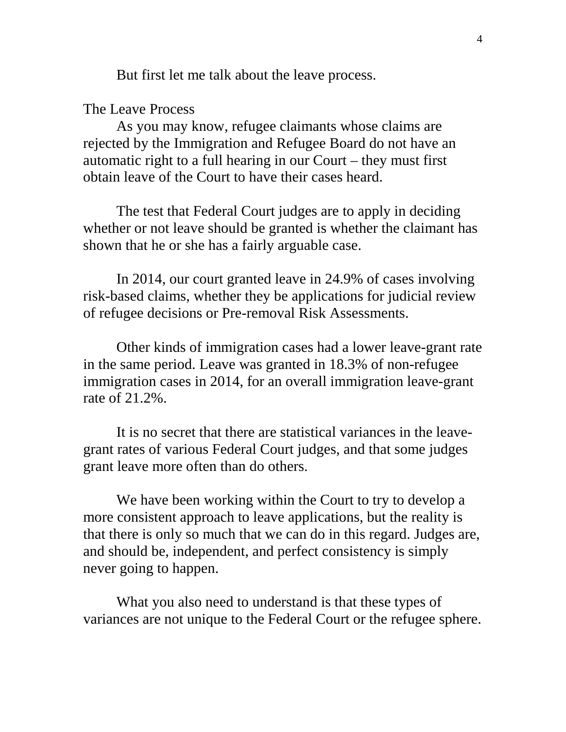But first let me talk about the leave process.

## The Leave Process

As you may know, refugee claimants whose claims are rejected by the Immigration and Refugee Board do not have an automatic right to a full hearing in our Court – they must first obtain leave of the Court to have their cases heard.

The test that Federal Court judges are to apply in deciding whether or not leave should be granted is whether the claimant has shown that he or she has a fairly arguable case.

In 2014, our court granted leave in 24.9% of cases involving risk-based claims, whether they be applications for judicial review of refugee decisions or Pre-removal Risk Assessments.

Other kinds of immigration cases had a lower leave-grant rate in the same period. Leave was granted in 18.3% of non-refugee immigration cases in 2014, for an overall immigration leave-grant rate of 21.2%.

It is no secret that there are statistical variances in the leave-grant rates of various Federal Court judges, and that some judges grant leave more often than do others.

We have been working within the Court to try to develop a more consistent approach to leave applications, but the reality is that there is only so much that we can do in this regard. Judges are, and should be, independent, and perfect consistency is simply never going to happen.

What you also need to understand is that these types of variances are not unique to the Federal Court or the refugee sphere.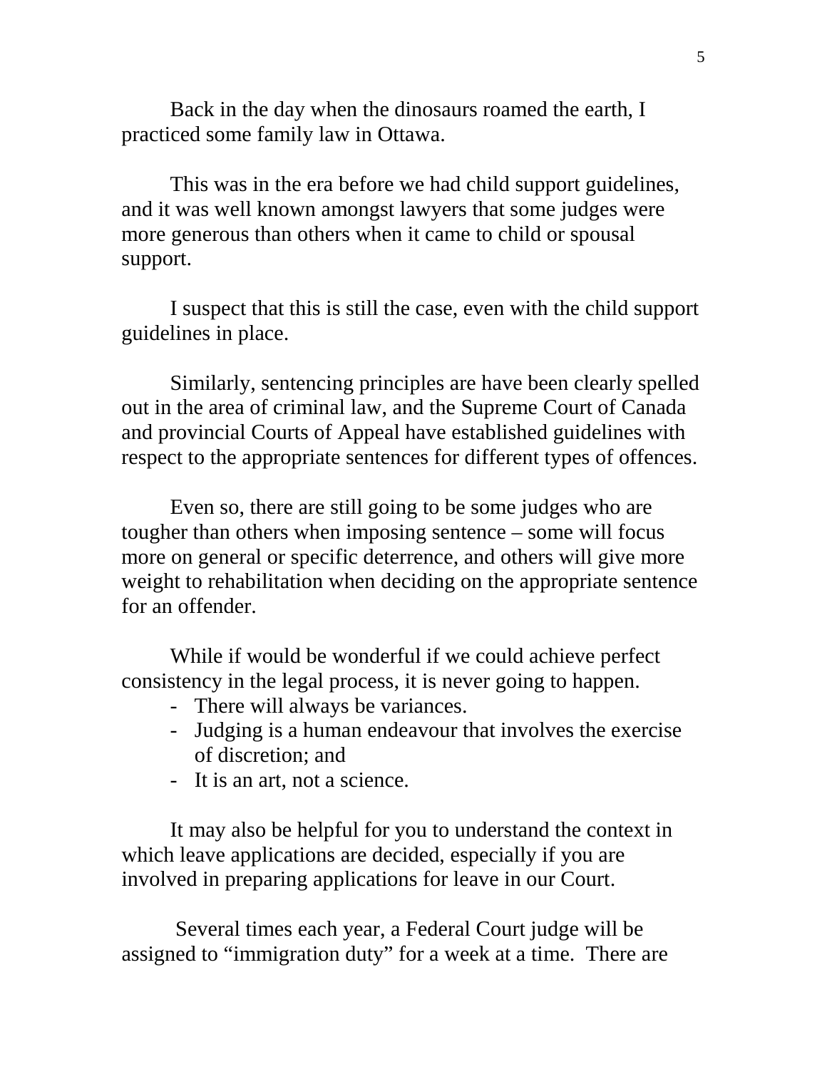Back in the day when the dinosaurs roamed the earth, I practiced some family law in Ottawa.

This was in the era before we had child support guidelines, and it was well known amongst lawyers that some judges were more generous than others when it came to child or spousal support.

I suspect that this is still the case, even with the child support guidelines in place.

Similarly, sentencing principles are have been clearly spelled out in the area of criminal law, and the Supreme Court of Canada and provincial Courts of Appeal have established guidelines with respect to the appropriate sentences for different types of offences.

Even so, there are still going to be some judges who are tougher than others when imposing sentence – some will focus more on general or specific deterrence, and others will give more weight to rehabilitation when deciding on the appropriate sentence for an offender.

While if would be wonderful if we could achieve perfect consistency in the legal process, it is never going to happen.

- There will always be variances.
- Judging is a human endeavour that involves the exercise of discretion; and
- It is an art, not a science.

It may also be helpful for you to understand the context in which leave applications are decided, especially if you are involved in preparing applications for leave in our Court.

Several times each year, a Federal Court judge will be assigned to "immigration duty" for a week at a time. There are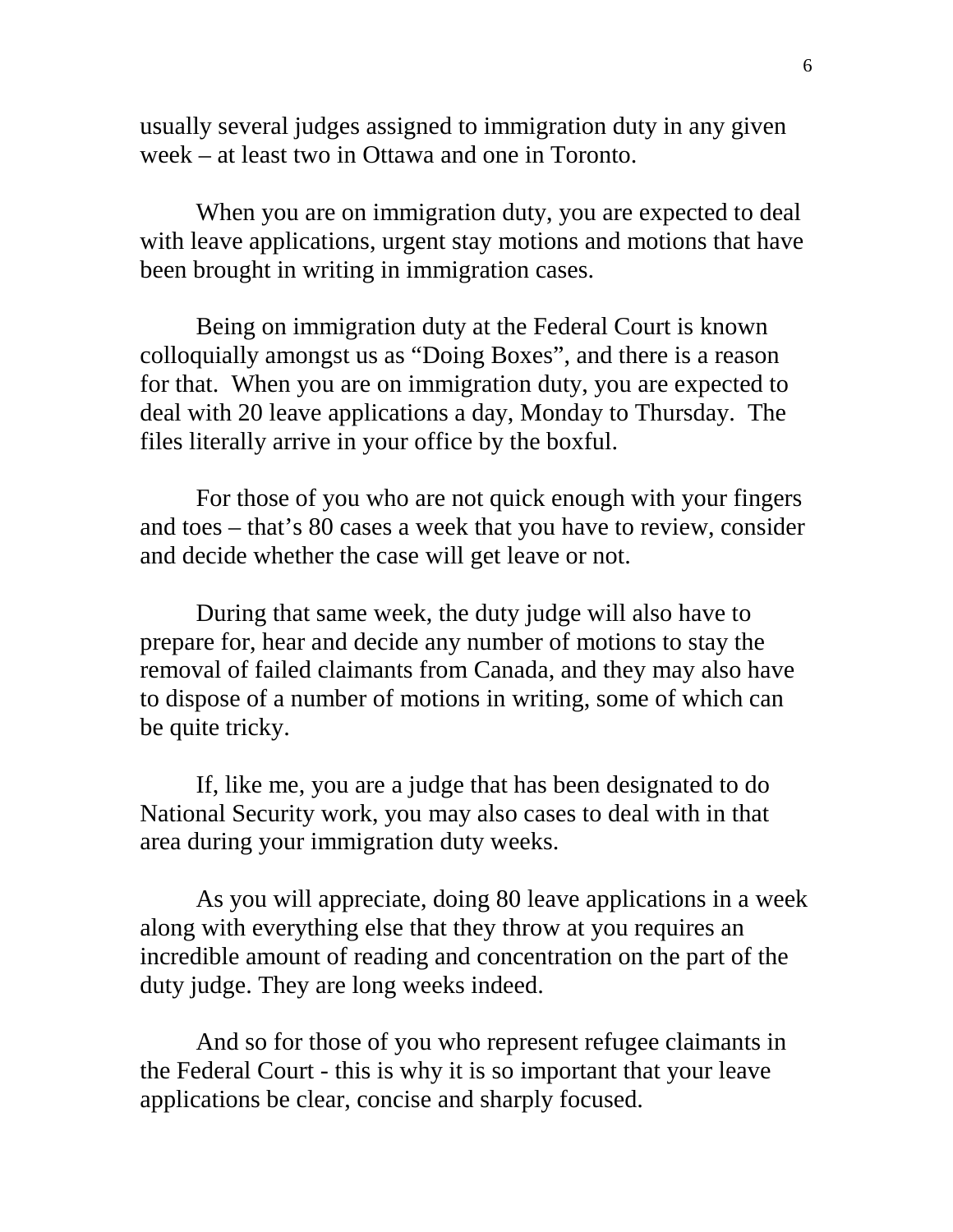usually several judges assigned to immigration duty in any given week – at least two in Ottawa and one in Toronto.

When you are on immigration duty, you are expected to deal with leave applications, urgent stay motions and motions that have been brought in writing in immigration cases.

Being on immigration duty at the Federal Court is known colloquially amongst us as "Doing Boxes", and there is a reason for that. When you are on immigration duty, you are expected to deal with 20 leave applications a day, Monday to Thursday. The files literally arrive in your office by the boxful.

For those of you who are not quick enough with your fingers and toes – that's 80 cases a week that you have to review, consider and decide whether the case will get leave or not.

During that same week, the duty judge will also have to prepare for, hear and decide any number of motions to stay the removal of failed claimants from Canada, and they may also have to dispose of a number of motions in writing, some of which can be quite tricky.

If, like me, you are a judge that has been designated to do National Security work, you may also cases to deal with in that area during your immigration duty weeks.

As you will appreciate, doing 80 leave applications in a week along with everything else that they throw at you requires an incredible amount of reading and concentration on the part of the duty judge. They are long weeks indeed.

And so for those of you who represent refugee claimants in the Federal Court - this is why it is so important that your leave applications be clear, concise and sharply focused.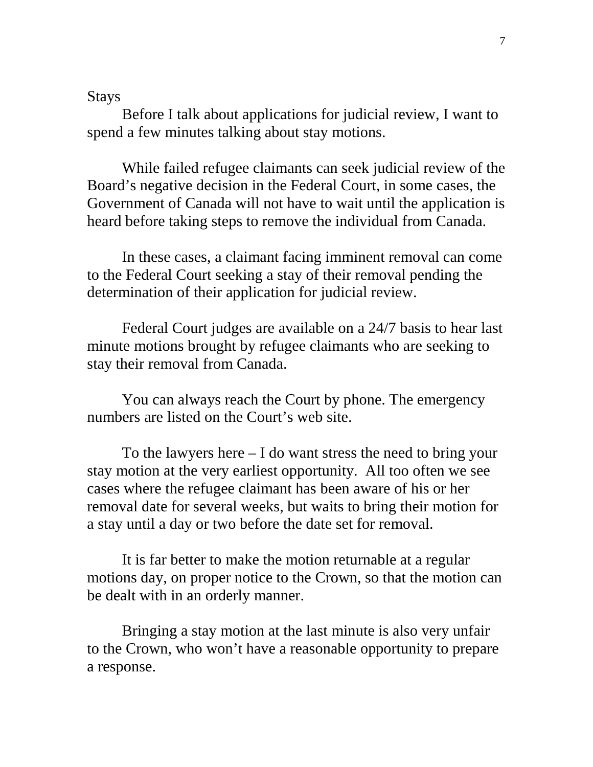Stays

Before I talk about applications for judicial review, I want to spend a few minutes talking about stay motions.

While failed refugee claimants can seek judicial review of the Board's negative decision in the Federal Court, in some cases, the Government of Canada will not have to wait until the application is heard before taking steps to remove the individual from Canada.

In these cases, a claimant facing imminent removal can come to the Federal Court seeking a stay of their removal pending the determination of their application for judicial review.

Federal Court judges are available on a 24/7 basis to hear last minute motions brought by refugee claimants who are seeking to stay their removal from Canada.

You can always reach the Court by phone. The emergency numbers are listed on the Court's web site.

To the lawyers here – I do want stress the need to bring your stay motion at the very earliest opportunity. All too often we see cases where the refugee claimant has been aware of his or her removal date for several weeks, but waits to bring their motion for a stay until a day or two before the date set for removal.

It is far better to make the motion returnable at a regular motions day, on proper notice to the Crown, so that the motion can be dealt with in an orderly manner.

Bringing a stay motion at the last minute is also very unfair to the Crown, who won't have a reasonable opportunity to prepare a response.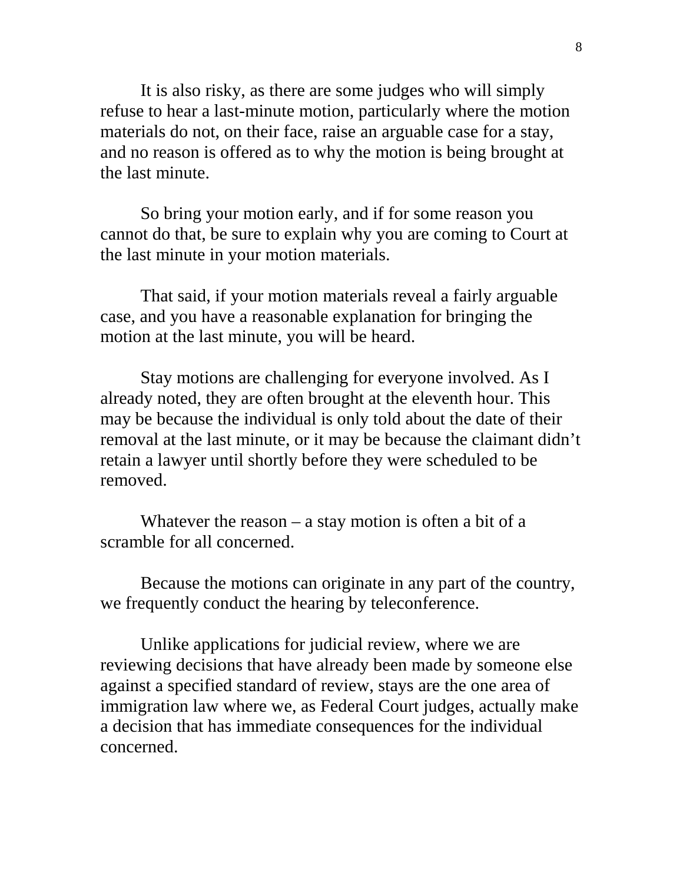It is also risky, as there are some judges who will simply refuse to hear a last-minute motion, particularly where the motion materials do not, on their face, raise an arguable case for a stay, and no reason is offered as to why the motion is being brought at the last minute.

So bring your motion early, and if for some reason you cannot do that, be sure to explain why you are coming to Court at the last minute in your motion materials.

That said, if your motion materials reveal a fairly arguable case, and you have a reasonable explanation for bringing the motion at the last minute, you will be heard.

Stay motions are challenging for everyone involved. As I already noted, they are often brought at the eleventh hour. This may be because the individual is only told about the date of their removal at the last minute, or it may be because the claimant didn't retain a lawyer until shortly before they were scheduled to be removed.

Whatever the reason – a stay motion is often a bit of a scramble for all concerned.

Because the motions can originate in any part of the country, we frequently conduct the hearing by teleconference.

Unlike applications for judicial review, where we are reviewing decisions that have already been made by someone else against a specified standard of review, stays are the one area of immigration law where we, as Federal Court judges, actually make a decision that has immediate consequences for the individual concerned.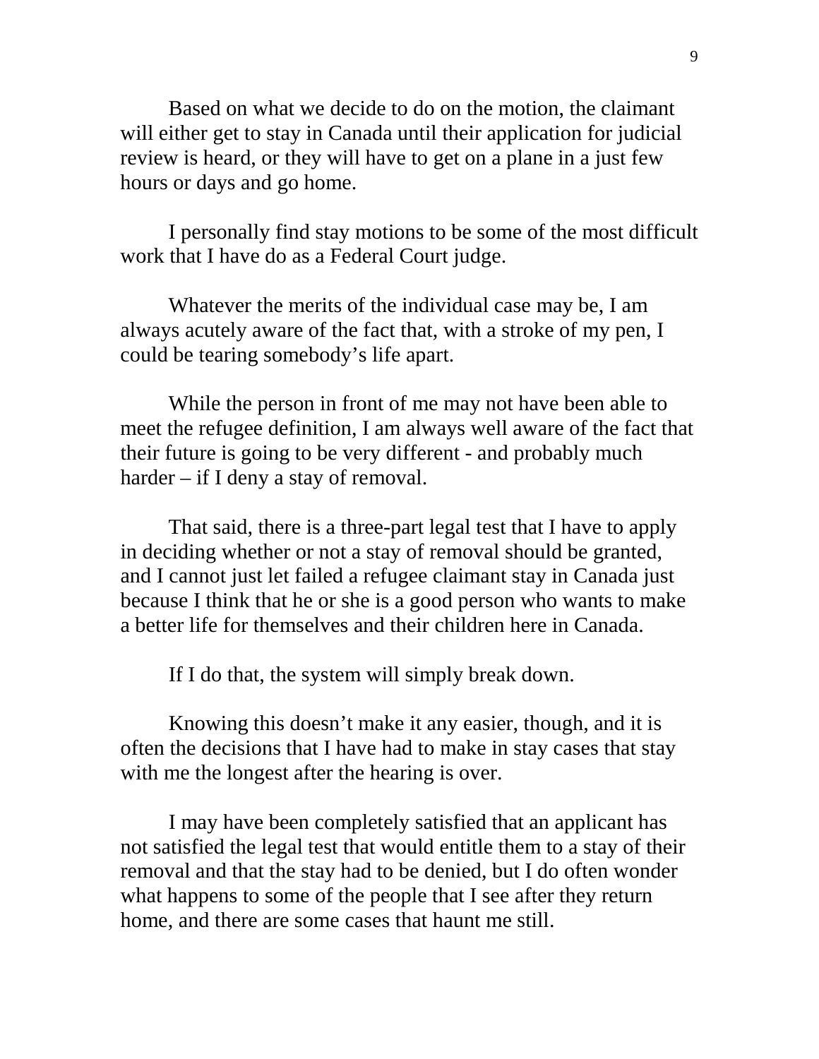Based on what we decide to do on the motion, the claimant will either get to stay in Canada until their application for judicial review is heard, or they will have to get on a plane in a just few hours or days and go home.

I personally find stay motions to be some of the most difficult work that I have do as a Federal Court judge.

Whatever the merits of the individual case may be, I am always acutely aware of the fact that, with a stroke of my pen, I could be tearing somebody's life apart.

While the person in front of me may not have been able to meet the refugee definition, I am always well aware of the fact that their future is going to be very different - and probably much harder – if I deny a stay of removal.

That said, there is a three-part legal test that I have to apply in deciding whether or not a stay of removal should be granted, and I cannot just let failed a refugee claimant stay in Canada just because I think that he or she is a good person who wants to make a better life for themselves and their children here in Canada.

If I do that, the system will simply break down.

Knowing this doesn't make it any easier, though, and it is often the decisions that I have had to make in stay cases that stay with me the longest after the hearing is over.

I may have been completely satisfied that an applicant has not satisfied the legal test that would entitle them to a stay of their removal and that the stay had to be denied, but I do often wonder what happens to some of the people that I see after they return home, and there are some cases that haunt me still.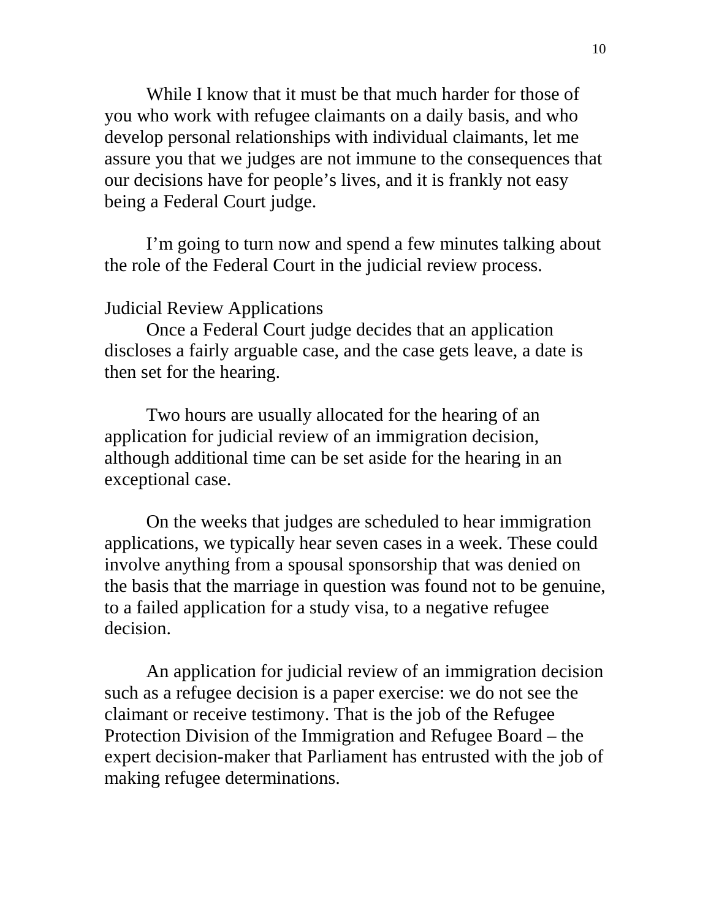While I know that it must be that much harder for those of you who work with refugee claimants on a daily basis, and who develop personal relationships with individual claimants, let me assure you that we judges are not immune to the consequences that our decisions have for people's lives, and it is frankly not easy being a Federal Court judge.

I'm going to turn now and spend a few minutes talking about the role of the Federal Court in the judicial review process.

## Judicial Review Applications

Once a Federal Court judge decides that an application discloses a fairly arguable case, and the case gets leave, a date is then set for the hearing.

Two hours are usually allocated for the hearing of an application for judicial review of an immigration decision, although additional time can be set aside for the hearing in an exceptional case.

On the weeks that judges are scheduled to hear immigration applications, we typically hear seven cases in a week. These could involve anything from a spousal sponsorship that was denied on the basis that the marriage in question was found not to be genuine, to a failed application for a study visa, to a negative refugee decision.

An application for judicial review of an immigration decision such as a refugee decision is a paper exercise: we do not see the claimant or receive testimony. That is the job of the Refugee Protection Division of the Immigration and Refugee Board – the expert decision-maker that Parliament has entrusted with the job of making refugee determinations.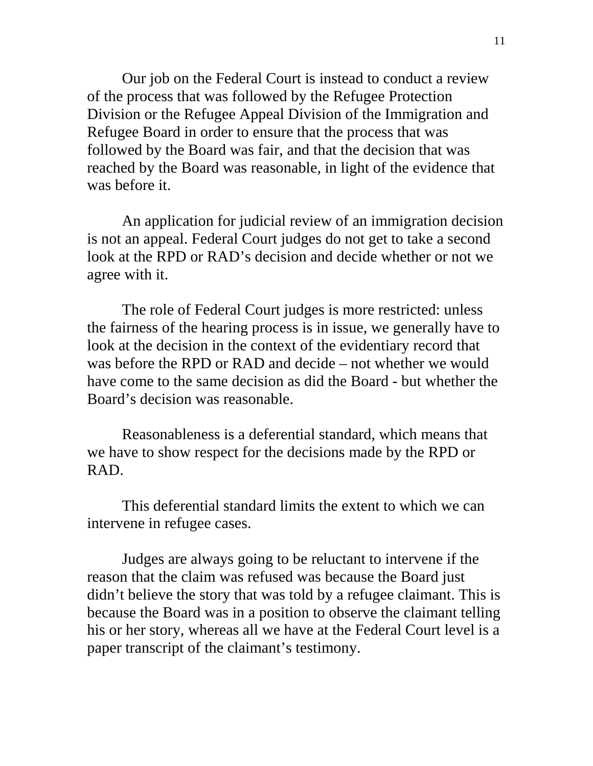Our job on the Federal Court is instead to conduct a review of the process that was followed by the Refugee Protection Division or the Refugee Appeal Division of the Immigration and Refugee Board in order to ensure that the process that was followed by the Board was fair, and that the decision that was reached by the Board was reasonable, in light of the evidence that was before it.

An application for judicial review of an immigration decision is not an appeal. Federal Court judges do not get to take a second look at the RPD or RAD's decision and decide whether or not we agree with it.

The role of Federal Court judges is more restricted: unless the fairness of the hearing process is in issue, we generally have to look at the decision in the context of the evidentiary record that was before the RPD or RAD and decide – not whether we would have come to the same decision as did the Board - but whether the Board's decision was reasonable.

Reasonableness is a deferential standard, which means that we have to show respect for the decisions made by the RPD or RAD.

This deferential standard limits the extent to which we can intervene in refugee cases.

Judges are always going to be reluctant to intervene if the reason that the claim was refused was because the Board just didn't believe the story that was told by a refugee claimant. This is because the Board was in a position to observe the claimant telling his or her story, whereas all we have at the Federal Court level is a paper transcript of the claimant's testimony.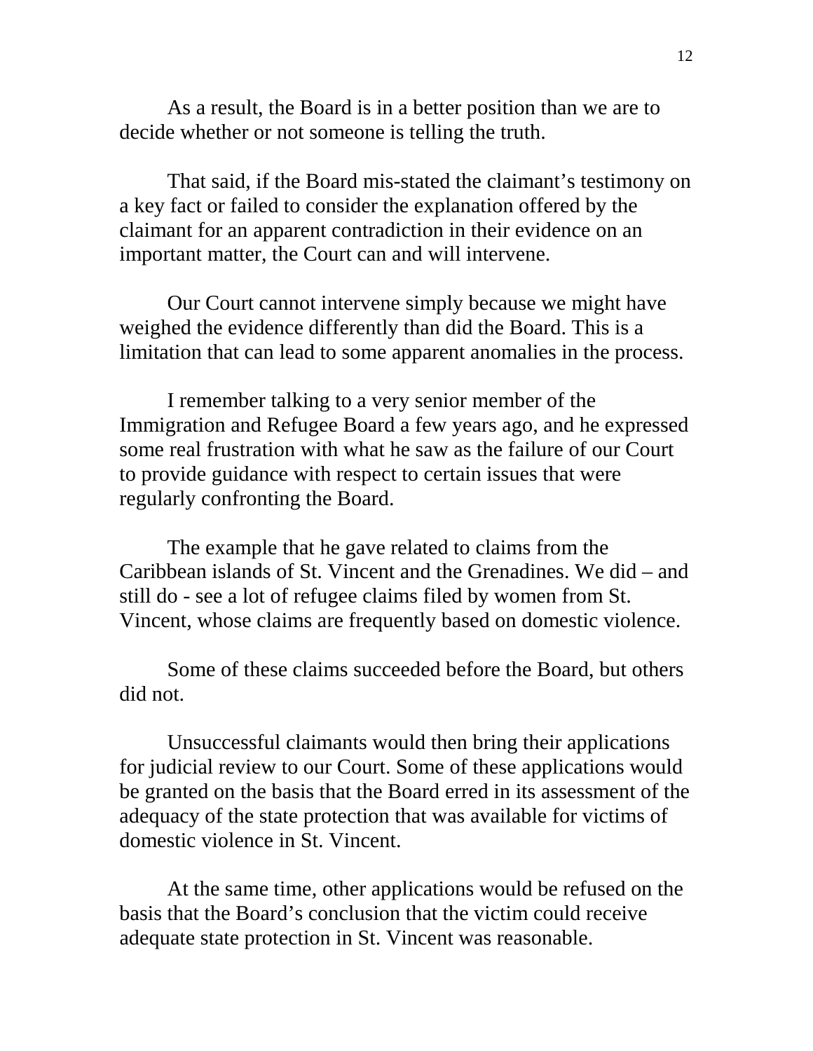As a result, the Board is in a better position than we are to decide whether or not someone is telling the truth.

That said, if the Board mis-stated the claimant's testimony on a key fact or failed to consider the explanation offered by the claimant for an apparent contradiction in their evidence on an important matter, the Court can and will intervene.

Our Court cannot intervene simply because we might have weighed the evidence differently than did the Board. This is a limitation that can lead to some apparent anomalies in the process.

I remember talking to a very senior member of the Immigration and Refugee Board a few years ago, and he expressed some real frustration with what he saw as the failure of our Court to provide guidance with respect to certain issues that were regularly confronting the Board.

The example that he gave related to claims from the Caribbean islands of St. Vincent and the Grenadines. We did – and still do - see a lot of refugee claims filed by women from St. Vincent, whose claims are frequently based on domestic violence.

Some of these claims succeeded before the Board, but others did not.

Unsuccessful claimants would then bring their applications for judicial review to our Court. Some of these applications would be granted on the basis that the Board erred in its assessment of the adequacy of the state protection that was available for victims of domestic violence in St. Vincent.

At the same time, other applications would be refused on the basis that the Board's conclusion that the victim could receive adequate state protection in St. Vincent was reasonable.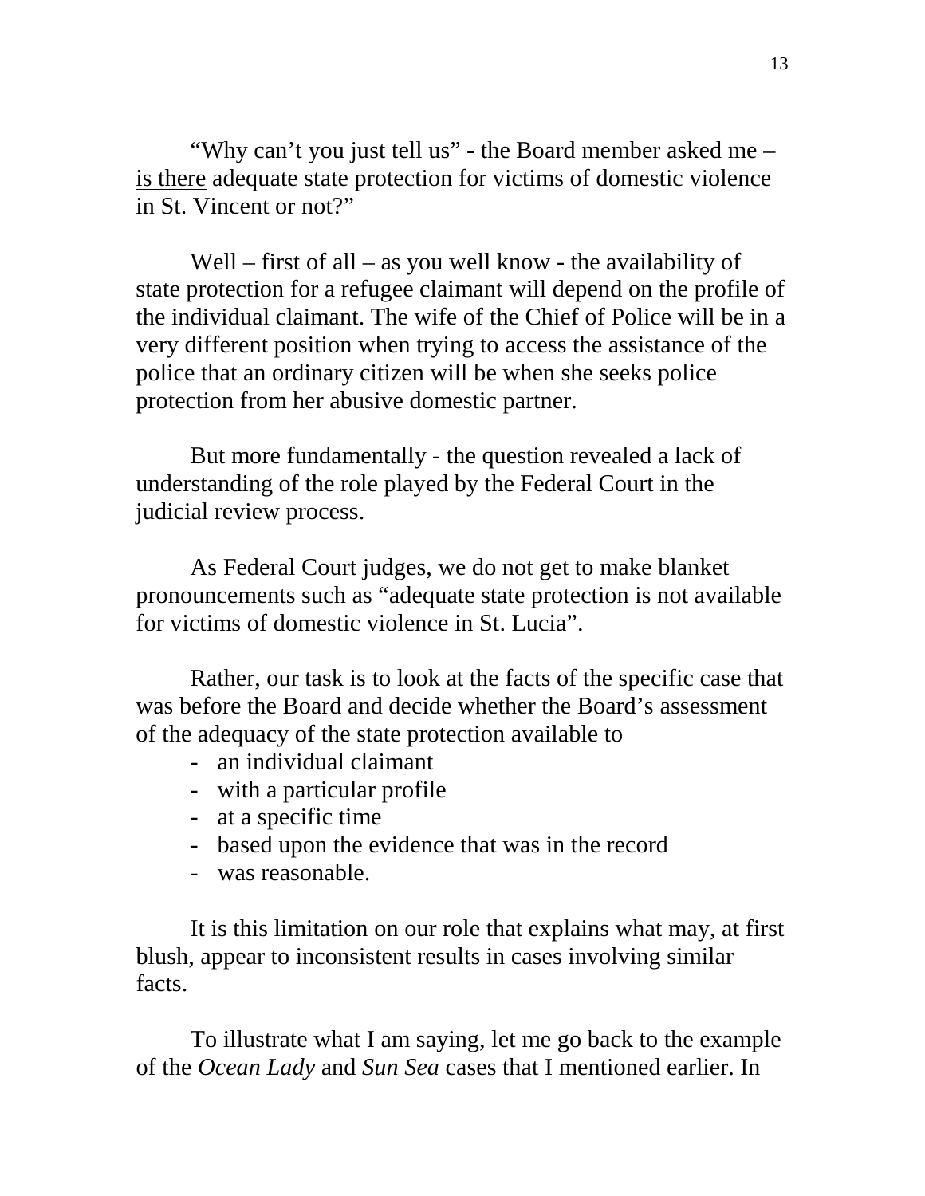"Why can't you just tell us" - the Board member asked me – is there adequate state protection for victims of domestic violence in St. Vincent or not?"

Well – first of all – as you well know - the availability of state protection for a refugee claimant will depend on the profile of the individual claimant. The wife of the Chief of Police will be in a very different position when trying to access the assistance of the police that an ordinary citizen will be when she seeks police protection from her abusive domestic partner.

But more fundamentally - the question revealed a lack of understanding of the role played by the Federal Court in the judicial review process.

As Federal Court judges, we do not get to make blanket pronouncements such as "adequate state protection is not available for victims of domestic violence in St. Lucia".

Rather, our task is to look at the facts of the specific case that was before the Board and decide whether the Board's assessment of the adequacy of the state protection available to

- an individual claimant
- with a particular profile
- at a specific time
- based upon the evidence that was in the record
- was reasonable.

It is this limitation on our role that explains what may, at first blush, appear to inconsistent results in cases involving similar facts.

To illustrate what I am saying, let me go back to the example of the *Ocean Lady* and *Sun Sea* cases that I mentioned earlier. In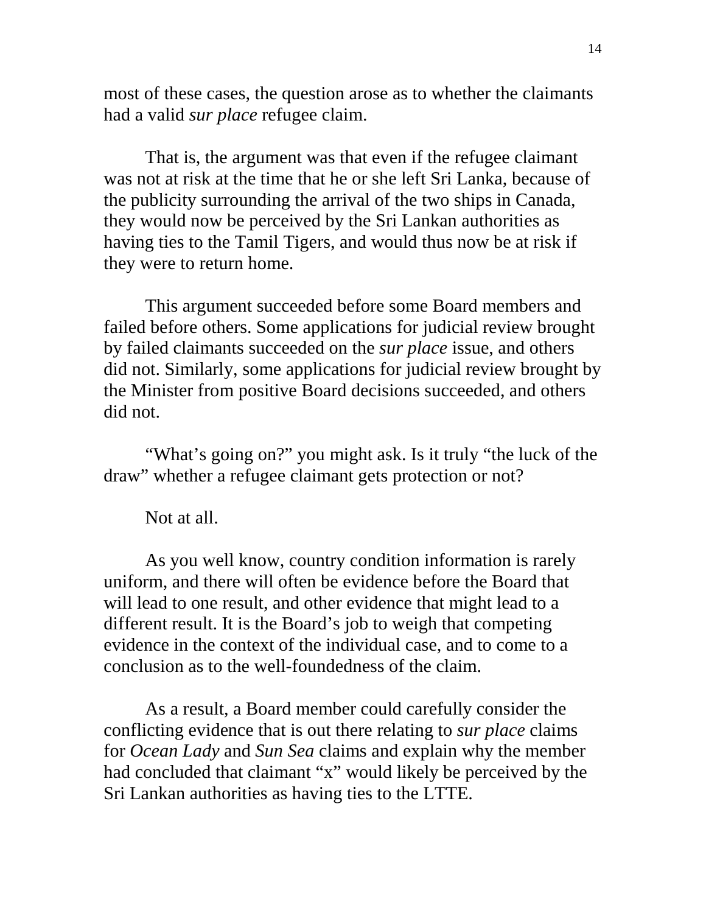most of these cases, the question arose as to whether the claimants had a valid *sur place* refugee claim.

That is, the argument was that even if the refugee claimant was not at risk at the time that he or she left Sri Lanka, because of the publicity surrounding the arrival of the two ships in Canada, they would now be perceived by the Sri Lankan authorities as having ties to the Tamil Tigers, and would thus now be at risk if they were to return home.

This argument succeeded before some Board members and failed before others. Some applications for judicial review brought by failed claimants succeeded on the *sur place* issue, and others did not. Similarly, some applications for judicial review brought by the Minister from positive Board decisions succeeded, and others did not.

"What's going on?" you might ask. Is it truly "the luck of the draw" whether a refugee claimant gets protection or not?

Not at all.

As you well know, country condition information is rarely uniform, and there will often be evidence before the Board that will lead to one result, and other evidence that might lead to a different result. It is the Board's job to weigh that competing evidence in the context of the individual case, and to come to a conclusion as to the well-foundedness of the claim.

As a result, a Board member could carefully consider the conflicting evidence that is out there relating to *sur place* claims for *Ocean Lady* and *Sun Sea* claims and explain why the member had concluded that claimant "x" would likely be perceived by the Sri Lankan authorities as having ties to the LTTE.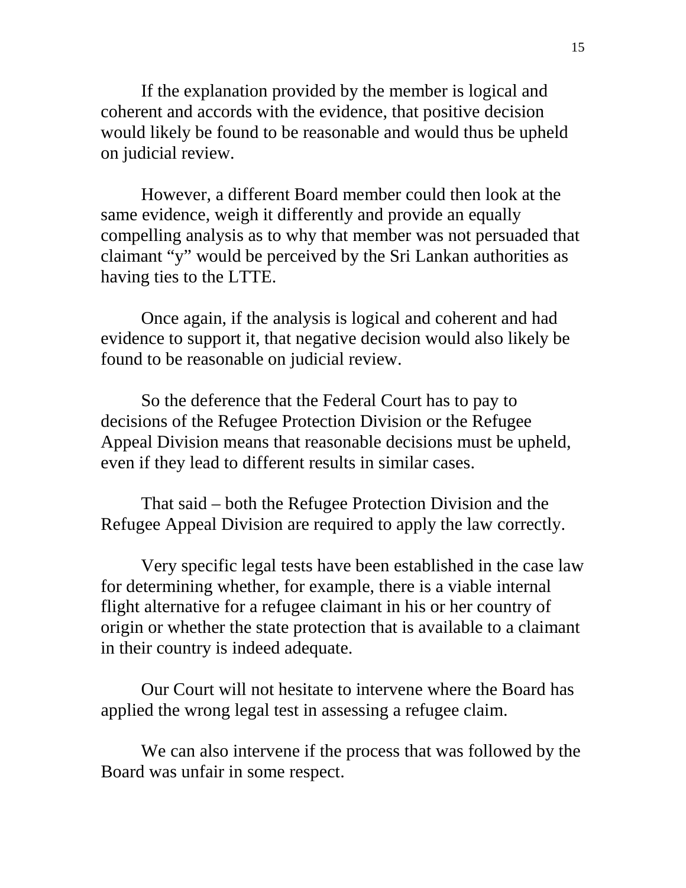If the explanation provided by the member is logical and coherent and accords with the evidence, that positive decision would likely be found to be reasonable and would thus be upheld on judicial review.

However, a different Board member could then look at the same evidence, weigh it differently and provide an equally compelling analysis as to why that member was not persuaded that claimant "y" would be perceived by the Sri Lankan authorities as having ties to the LTTE.

Once again, if the analysis is logical and coherent and had evidence to support it, that negative decision would also likely be found to be reasonable on judicial review.

So the deference that the Federal Court has to pay to decisions of the Refugee Protection Division or the Refugee Appeal Division means that reasonable decisions must be upheld, even if they lead to different results in similar cases.

That said – both the Refugee Protection Division and the Refugee Appeal Division are required to apply the law correctly.

Very specific legal tests have been established in the case law for determining whether, for example, there is a viable internal flight alternative for a refugee claimant in his or her country of origin or whether the state protection that is available to a claimant in their country is indeed adequate.

Our Court will not hesitate to intervene where the Board has applied the wrong legal test in assessing a refugee claim.

We can also intervene if the process that was followed by the Board was unfair in some respect.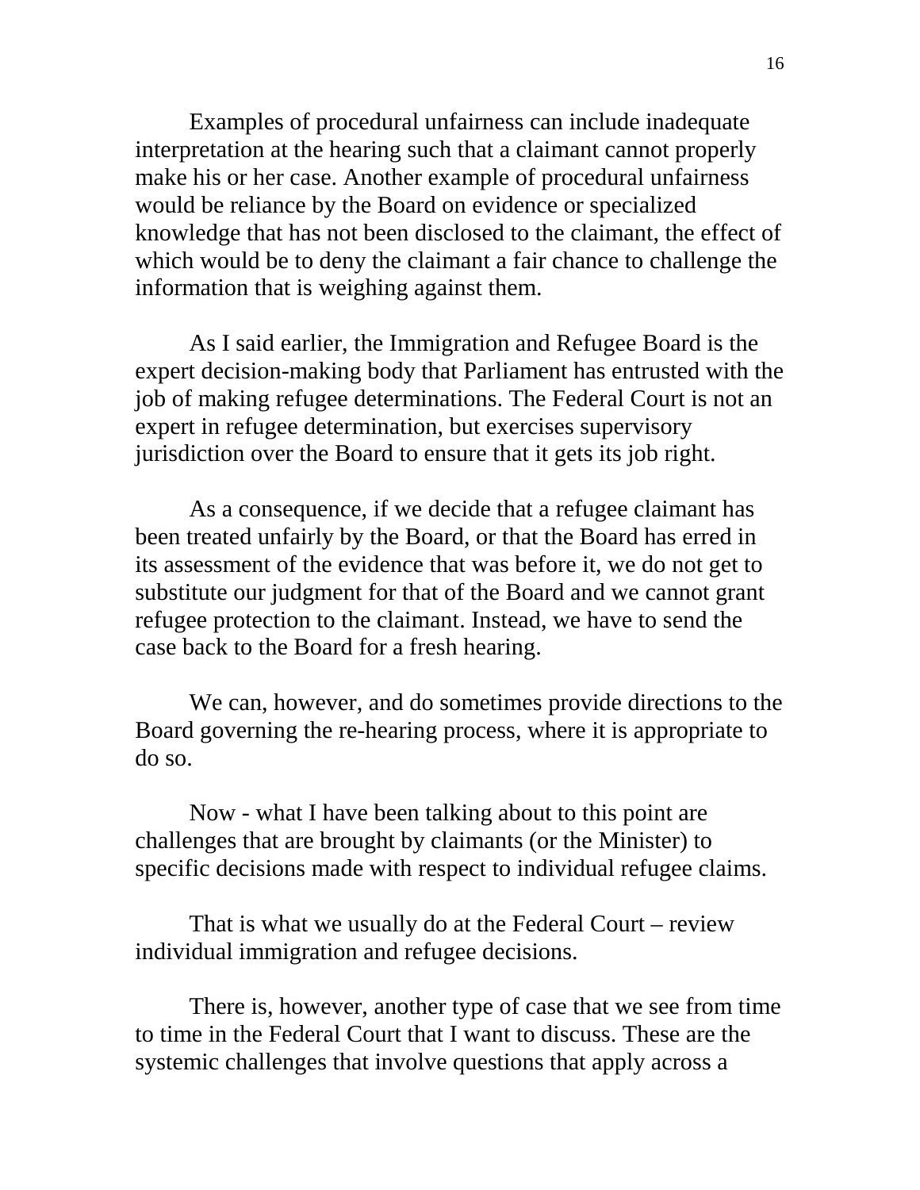Examples of procedural unfairness can include inadequate interpretation at the hearing such that a claimant cannot properly make his or her case. Another example of procedural unfairness would be reliance by the Board on evidence or specialized knowledge that has not been disclosed to the claimant, the effect of which would be to deny the claimant a fair chance to challenge the information that is weighing against them.

As I said earlier, the Immigration and Refugee Board is the expert decision-making body that Parliament has entrusted with the job of making refugee determinations. The Federal Court is not an expert in refugee determination, but exercises supervisory jurisdiction over the Board to ensure that it gets its job right.

As a consequence, if we decide that a refugee claimant has been treated unfairly by the Board, or that the Board has erred in its assessment of the evidence that was before it, we do not get to substitute our judgment for that of the Board and we cannot grant refugee protection to the claimant. Instead, we have to send the case back to the Board for a fresh hearing.

We can, however, and do sometimes provide directions to the Board governing the re-hearing process, where it is appropriate to do so.

Now - what I have been talking about to this point are challenges that are brought by claimants (or the Minister) to specific decisions made with respect to individual refugee claims.

That is what we usually do at the Federal Court – review individual immigration and refugee decisions.

There is, however, another type of case that we see from time to time in the Federal Court that I want to discuss. These are the systemic challenges that involve questions that apply across a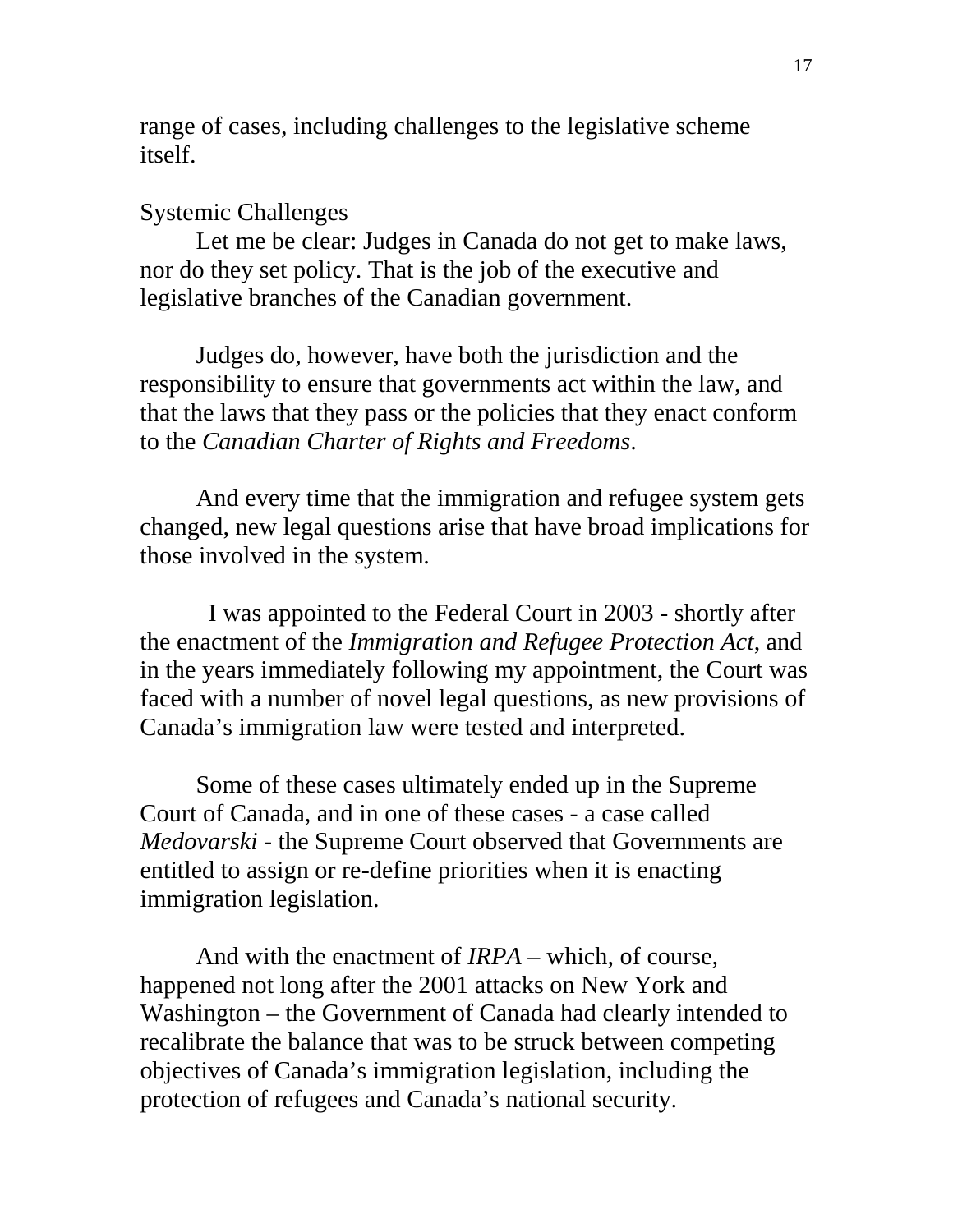range of cases, including challenges to the legislative scheme itself.

## Systemic Challenges

Let me be clear: Judges in Canada do not get to make laws, nor do they set policy. That is the job of the executive and legislative branches of the Canadian government.

Judges do, however, have both the jurisdiction and the responsibility to ensure that governments act within the law, and that the laws that they pass or the policies that they enact conform to the *Canadian Charter of Rights and Freedoms*.

And every time that the immigration and refugee system gets changed, new legal questions arise that have broad implications for those involved in the system.

I was appointed to the Federal Court in 2003 - shortly after the enactment of the *Immigration and Refugee Protection Act*, and in the years immediately following my appointment, the Court was faced with a number of novel legal questions, as new provisions of Canada's immigration law were tested and interpreted.

Some of these cases ultimately ended up in the Supreme Court of Canada, and in one of these cases - a case called *Medovarski* - the Supreme Court observed that Governments are entitled to assign or re-define priorities when it is enacting immigration legislation.

And with the enactment of *IRPA* – which, of course, happened not long after the 2001 attacks on New York and Washington – the Government of Canada had clearly intended to recalibrate the balance that was to be struck between competing objectives of Canada's immigration legislation, including the protection of refugees and Canada's national security.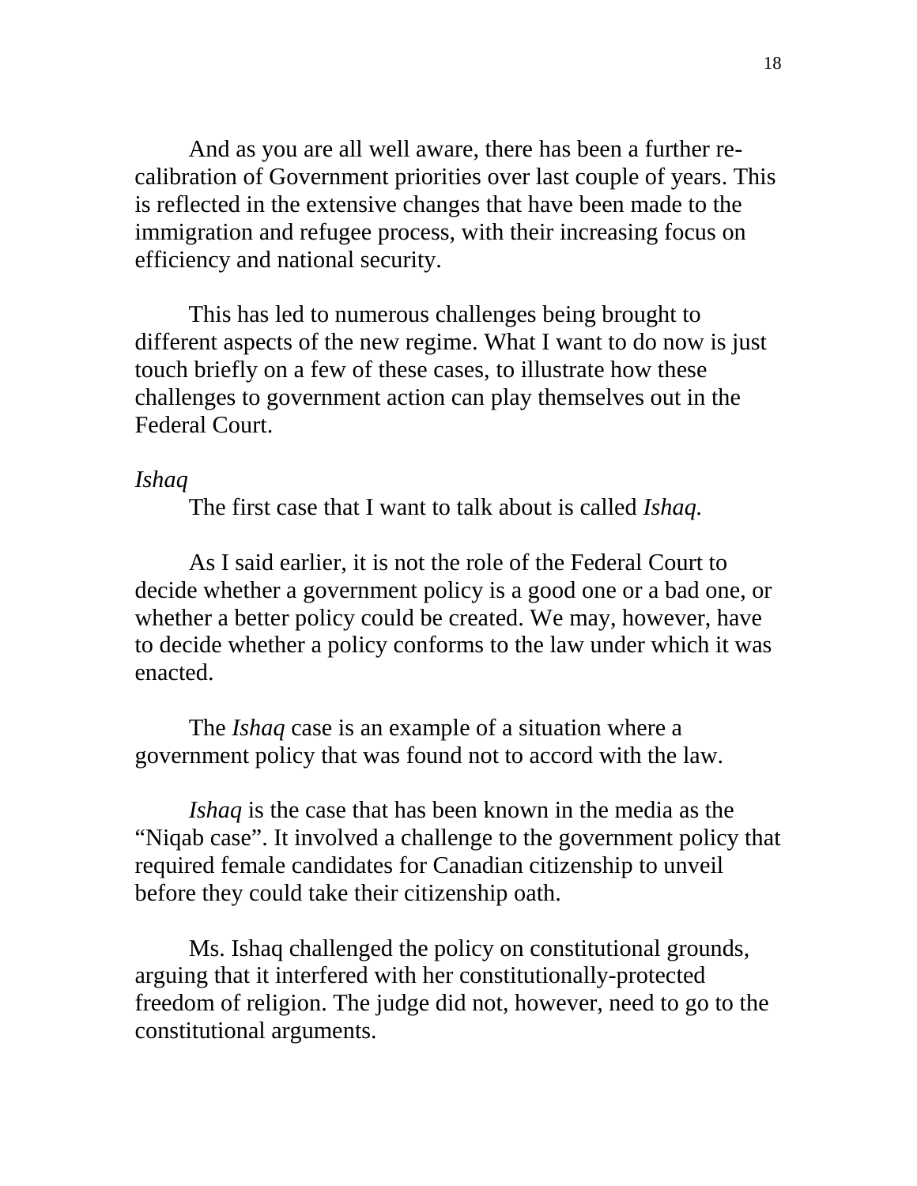And as you are all well aware, there has been a further re-calibration of Government priorities over last couple of years. This is reflected in the extensive changes that have been made to the immigration and refugee process, with their increasing focus on efficiency and national security.

This has led to numerous challenges being brought to different aspects of the new regime. What I want to do now is just touch briefly on a few of these cases, to illustrate how these challenges to government action can play themselves out in the Federal Court.

*Ishaq*

The first case that I want to talk about is called *Ishaq.*

As I said earlier, it is not the role of the Federal Court to decide whether a government policy is a good one or a bad one, or whether a better policy could be created. We may, however, have to decide whether a policy conforms to the law under which it was enacted.

The *Ishaq* case is an example of a situation where a government policy that was found not to accord with the law.

*Ishaq* is the case that has been known in the media as the "Niqab case". It involved a challenge to the government policy that required female candidates for Canadian citizenship to unveil before they could take their citizenship oath.

Ms. Ishaq challenged the policy on constitutional grounds, arguing that it interfered with her constitutionally-protected freedom of religion. The judge did not, however, need to go to the constitutional arguments.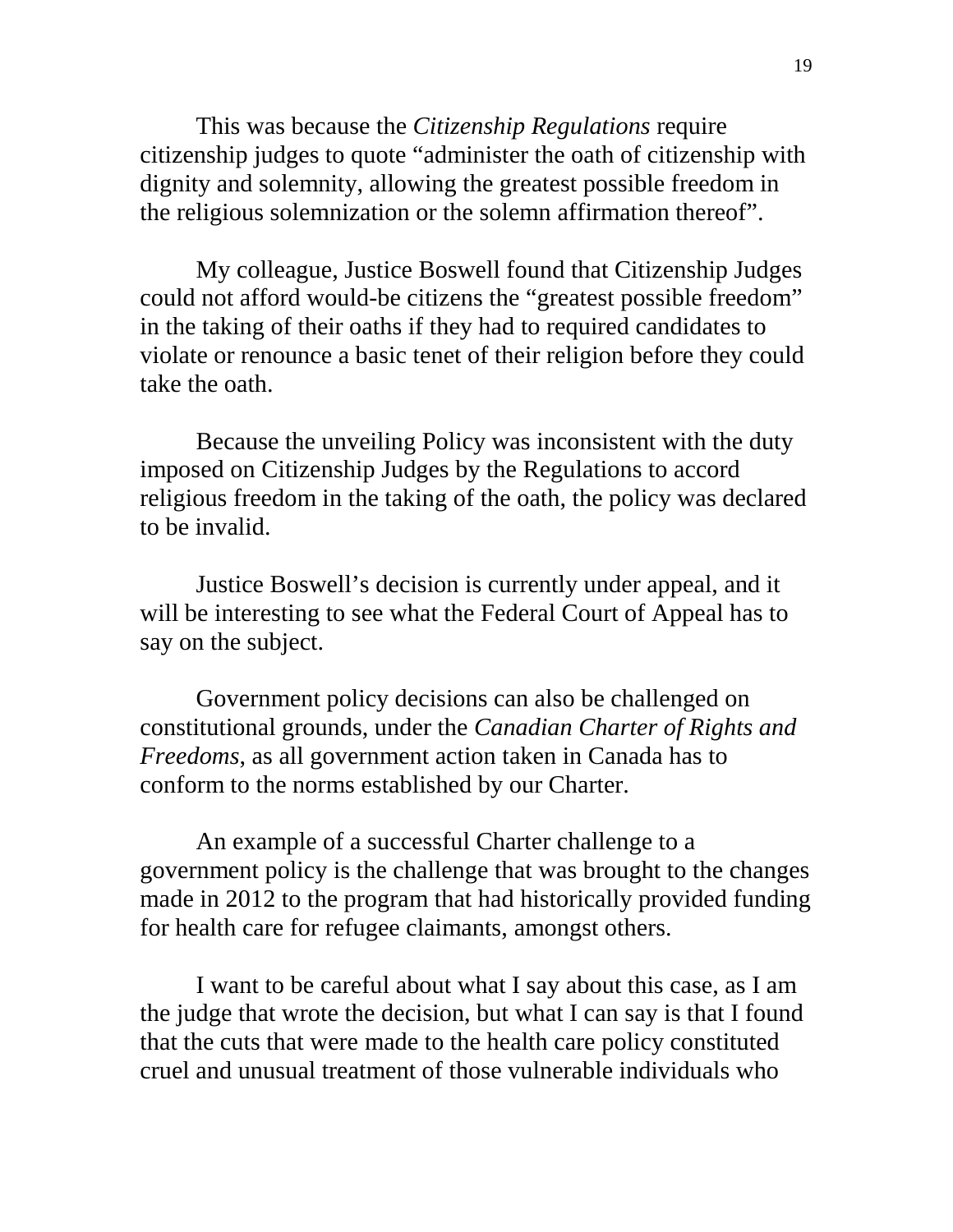This was because the *Citizenship Regulations* require citizenship judges to quote "administer the oath of citizenship with dignity and solemnity, allowing the greatest possible freedom in the religious solemnization or the solemn affirmation thereof".

My colleague, Justice Boswell found that Citizenship Judges could not afford would-be citizens the "greatest possible freedom" in the taking of their oaths if they had to required candidates to violate or renounce a basic tenet of their religion before they could take the oath.

Because the unveiling Policy was inconsistent with the duty imposed on Citizenship Judges by the Regulations to accord religious freedom in the taking of the oath, the policy was declared to be invalid.

Justice Boswell's decision is currently under appeal, and it will be interesting to see what the Federal Court of Appeal has to say on the subject.

Government policy decisions can also be challenged on constitutional grounds, under the *Canadian Charter of Rights and Freedoms*, as all government action taken in Canada has to conform to the norms established by our Charter.

An example of a successful Charter challenge to a government policy is the challenge that was brought to the changes made in 2012 to the program that had historically provided funding for health care for refugee claimants, amongst others.

I want to be careful about what I say about this case, as I am the judge that wrote the decision, but what I can say is that I found that the cuts that were made to the health care policy constituted cruel and unusual treatment of those vulnerable individuals who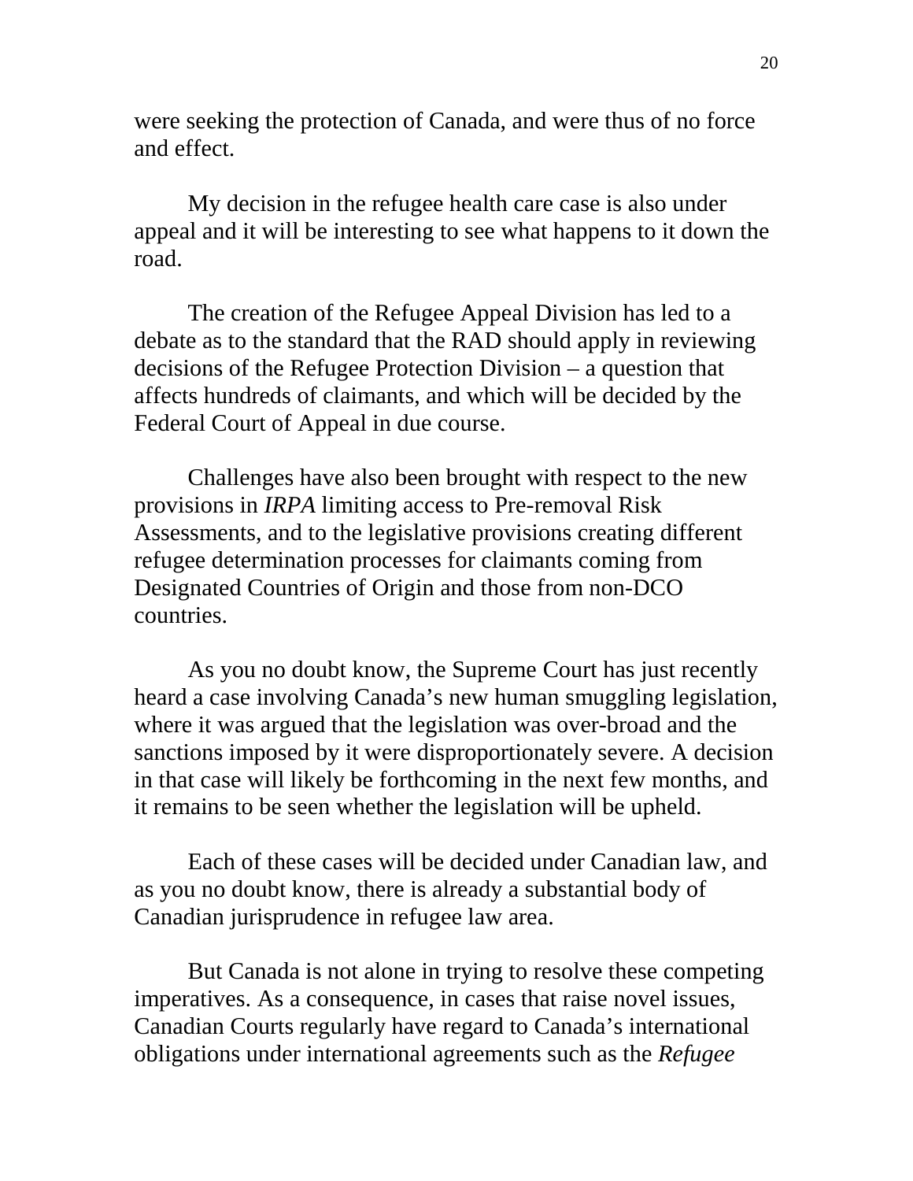were seeking the protection of Canada, and were thus of no force and effect.

My decision in the refugee health care case is also under appeal and it will be interesting to see what happens to it down the road.

The creation of the Refugee Appeal Division has led to a debate as to the standard that the RAD should apply in reviewing decisions of the Refugee Protection Division – a question that affects hundreds of claimants, and which will be decided by the Federal Court of Appeal in due course.

Challenges have also been brought with respect to the new provisions in *IRPA* limiting access to Pre-removal Risk Assessments, and to the legislative provisions creating different refugee determination processes for claimants coming from Designated Countries of Origin and those from non-DCO countries.

As you no doubt know, the Supreme Court has just recently heard a case involving Canada's new human smuggling legislation, where it was argued that the legislation was over-broad and the sanctions imposed by it were disproportionately severe. A decision in that case will likely be forthcoming in the next few months, and it remains to be seen whether the legislation will be upheld.

Each of these cases will be decided under Canadian law, and as you no doubt know, there is already a substantial body of Canadian jurisprudence in refugee law area.

But Canada is not alone in trying to resolve these competing imperatives. As a consequence, in cases that raise novel issues, Canadian Courts regularly have regard to Canada's international obligations under international agreements such as the *Refugee*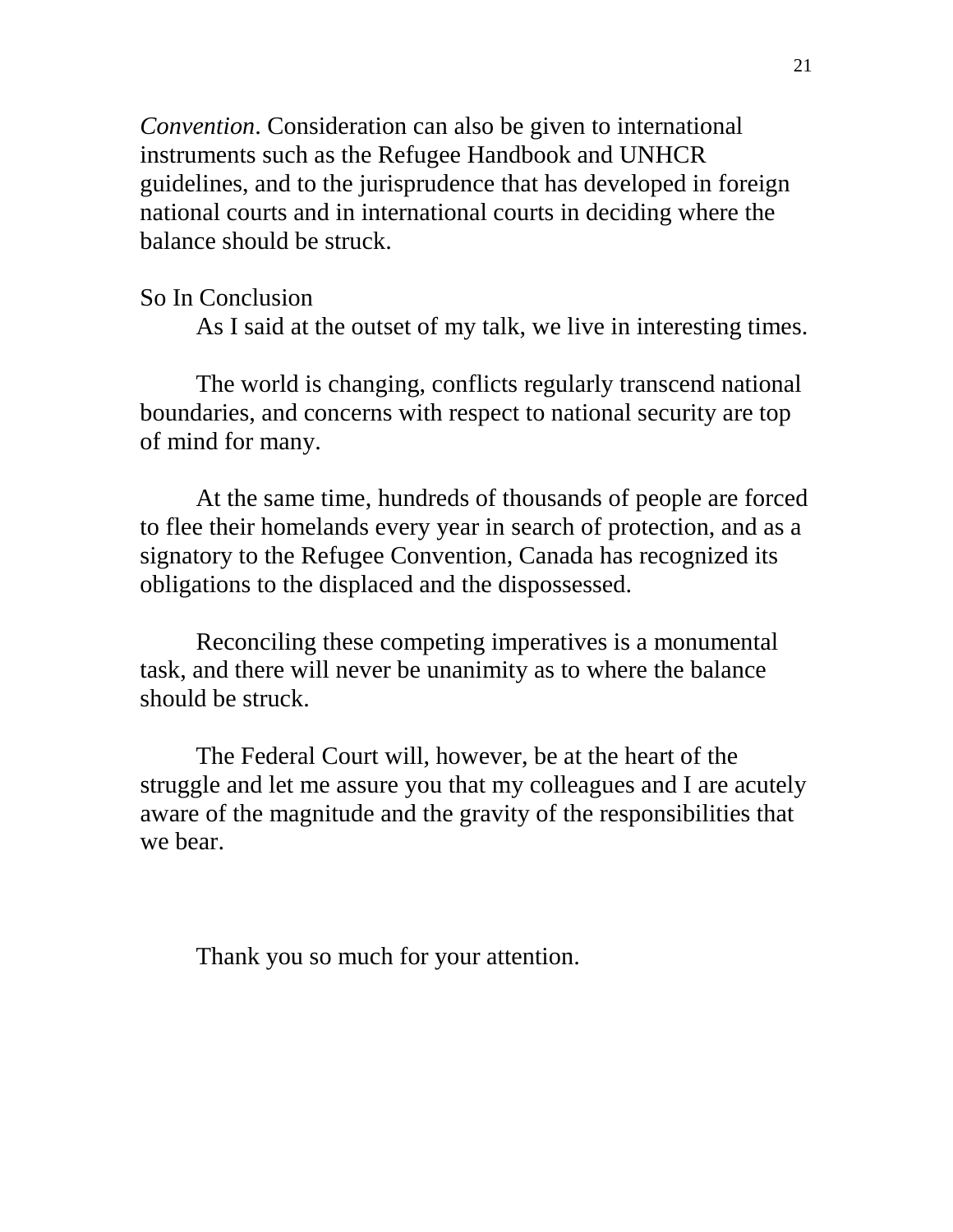*Convention*. Consideration can also be given to international instruments such as the Refugee Handbook and UNHCR guidelines, and to the jurisprudence that has developed in foreign national courts and in international courts in deciding where the balance should be struck.

So In Conclusion

As I said at the outset of my talk, we live in interesting times.

The world is changing, conflicts regularly transcend national boundaries, and concerns with respect to national security are top of mind for many.

At the same time, hundreds of thousands of people are forced to flee their homelands every year in search of protection, and as a signatory to the Refugee Convention, Canada has recognized its obligations to the displaced and the dispossessed.

Reconciling these competing imperatives is a monumental task, and there will never be unanimity as to where the balance should be struck.

The Federal Court will, however, be at the heart of the struggle and let me assure you that my colleagues and I are acutely aware of the magnitude and the gravity of the responsibilities that we bear.

Thank you so much for your attention.